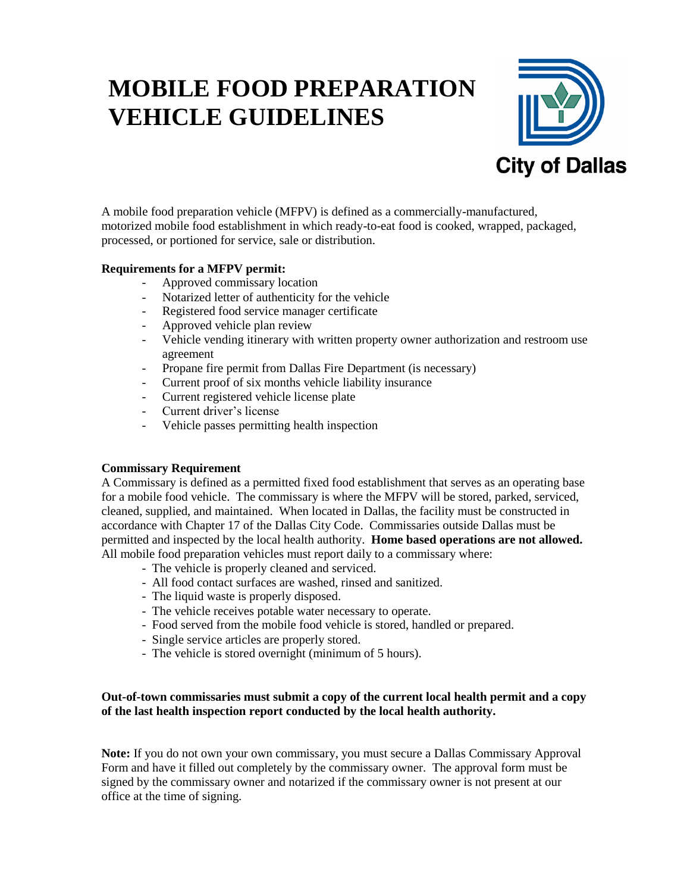# MOBILE FOOD PREPARATION VEHICLE GUIDELINES

City of Dallas

A mobile food preparation vehicle (MFPV) is defined as a commercially-manufactured, motorized mobile food establishment in which ready-to-eat food is cooked, wrapped, packaged, processed, or portioned for service, sale or distribution.

**Requirements for a MFPV permit:**

- Approved commissary location
- Notarized letter of authenticity for the vehicle
- Registered food service manager certificate
- Approved vehicle plan review
- Vehicle vending itinerary with written property owner authorization and restroom use agreement
- Propane fire permit from Dallas Fire Department (is necessary)
- Current proof of six months vehicle liability insurance
- Current registered vehicle license plate
- Current driver's license
- Vehicle passes permitting health inspection

**Commissary Requirement**

A Commissary is defined as a permitted fixed food establishment that serves as an operating base for a mobile food vehicle. The commissary is where the MFPV will be stored, parked, serviced, cleaned, supplied, and maintained. When located in Dallas, the facility must be constructed in accordance with Chapter 17 of the Dallas City Code. Commissaries outside Dallas must be permitted and inspected by the local health authority. **Home based operations are not allowed.** All mobile food preparation vehicles must report daily to a commissary where:

- The vehicle is properly cleaned and serviced.
- All food contact surfaces are washed, rinsed and sanitized.
- The liquid waste is properly disposed.
- The vehicle receives potable water necessary to operate.
- Food served from the mobile food vehicle is stored, handled or prepared.
- Single service articles are properly stored.
- The vehicle is stored overnight (minimum of 5 hours).

**Out-of-town commissaries must submit a copy of the current local health permit and a copy of the last health inspection report conducted by the local health authority.**

**Note:** If you do not own your own commissary, you must secure a Dallas Commissary Approval Form and have it filled out completely by the commissary owner. The approval form must be signed by the commissary owner and notarized if the commissary owner is not present at our office at the time of signing.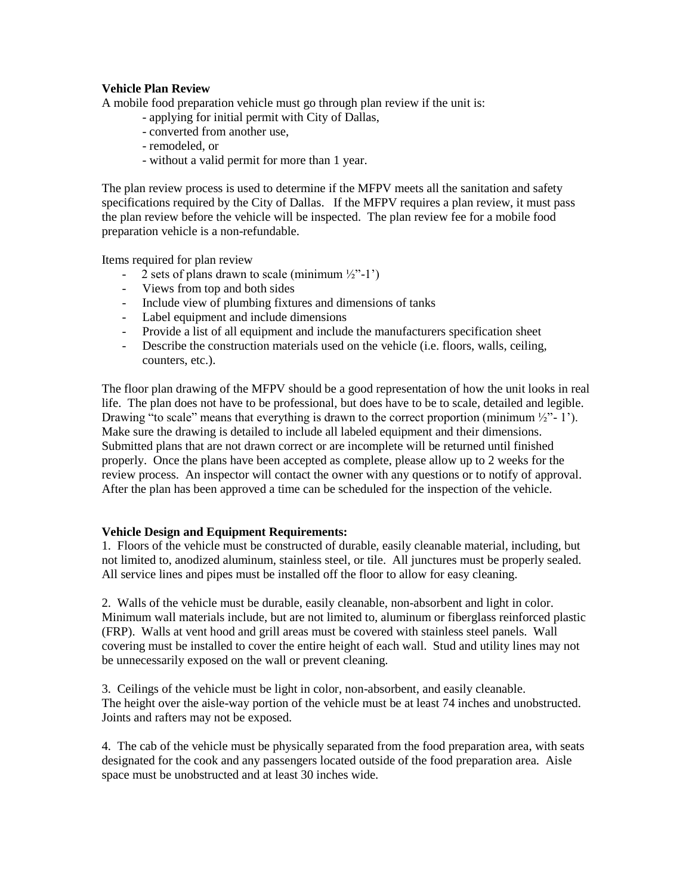**Vehicle Plan Review**

A mobile food preparation vehicle must go through plan review if the unit is:

- applying for initial permit with City of Dallas,
- converted from another use,
- remodeled, or
- without a valid permit for more than 1 year.

The plan review process is used to determine if the MFPV meets all the sanitation and safety specifications required by the City of Dallas. If the MFPV requires a plan review, it must pass the plan review before the vehicle will be inspected. The plan review fee for a mobile food preparation vehicle is a non-refundable.

Items required for plan review

- 2 sets of plans drawn to scale (minimum ½"-1')
- Views from top and both sides
- Include view of plumbing fixtures and dimensions of tanks
- Label equipment and include dimensions
- Provide a list of all equipment and include the manufacturers specification sheet
- Describe the construction materials used on the vehicle (i.e. floors, walls, ceiling, counters, etc.).

The floor plan drawing of the MFPV should be a good representation of how the unit looks in real life. The plan does not have to be professional, but does have to be to scale, detailed and legible. Drawing "to scale" means that everything is drawn to the correct proportion (minimum ½"- 1'). Make sure the drawing is detailed to include all labeled equipment and their dimensions. Submitted plans that are not drawn correct or are incomplete will be returned until finished properly. Once the plans have been accepted as complete, please allow up to 2 weeks for the review process. An inspector will contact the owner with any questions or to notify of approval. After the plan has been approved a time can be scheduled for the inspection of the vehicle.

**Vehicle Design and Equipment Requirements:**

1. Floors of the vehicle must be constructed of durable, easily cleanable material, including, but not limited to, anodized aluminum, stainless steel, or tile. All junctures must be properly sealed. All service lines and pipes must be installed off the floor to allow for easy cleaning.

2. Walls of the vehicle must be durable, easily cleanable, non-absorbent and light in color. Minimum wall materials include, but are not limited to, aluminum or fiberglass reinforced plastic (FRP). Walls at vent hood and grill areas must be covered with stainless steel panels. Wall covering must be installed to cover the entire height of each wall. Stud and utility lines may not be unnecessarily exposed on the wall or prevent cleaning.

3. Ceilings of the vehicle must be light in color, non-absorbent, and easily cleanable. The height over the aisle-way portion of the vehicle must be at least 74 inches and unobstructed. Joints and rafters may not be exposed.

4. The cab of the vehicle must be physically separated from the food preparation area, with seats designated for the cook and any passengers located outside of the food preparation area. Aisle space must be unobstructed and at least 30 inches wide.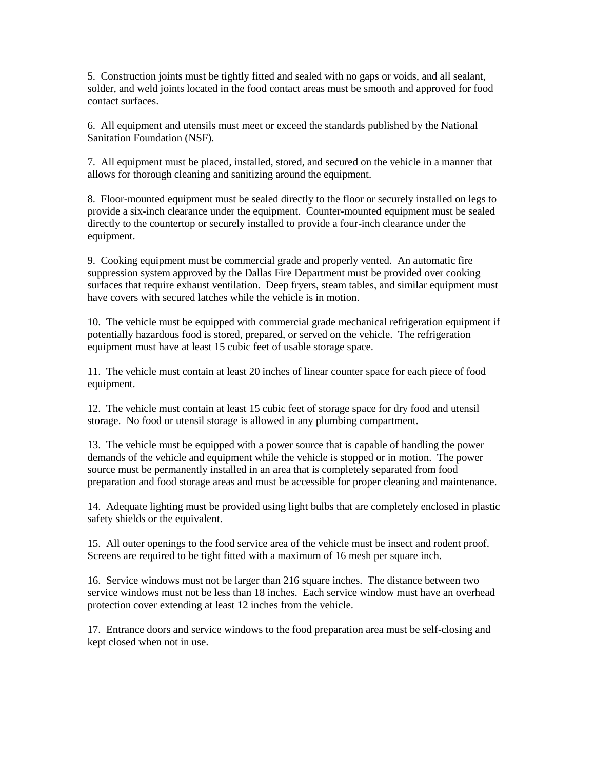5. Construction joints must be tightly fitted and sealed with no gaps or voids, and all sealant, solder, and weld joints located in the food contact areas must be smooth and approved for food contact surfaces.

6. All equipment and utensils must meet or exceed the standards published by the National Sanitation Foundation (NSF).

7. All equipment must be placed, installed, stored, and secured on the vehicle in a manner that allows for thorough cleaning and sanitizing around the equipment.

8. Floor-mounted equipment must be sealed directly to the floor or securely installed on legs to provide a six-inch clearance under the equipment. Counter-mounted equipment must be sealed directly to the countertop or securely installed to provide a four-inch clearance under the equipment.

9. Cooking equipment must be commercial grade and properly vented. An automatic fire suppression system approved by the Dallas Fire Department must be provided over cooking surfaces that require exhaust ventilation. Deep fryers, steam tables, and similar equipment must have covers with secured latches while the vehicle is in motion.

10. The vehicle must be equipped with commercial grade mechanical refrigeration equipment if potentially hazardous food is stored, prepared, or served on the vehicle. The refrigeration equipment must have at least 15 cubic feet of usable storage space.

11. The vehicle must contain at least 20 inches of linear counter space for each piece of food equipment.

12. The vehicle must contain at least 15 cubic feet of storage space for dry food and utensil storage. No food or utensil storage is allowed in any plumbing compartment.

13. The vehicle must be equipped with a power source that is capable of handling the power demands of the vehicle and equipment while the vehicle is stopped or in motion. The power source must be permanently installed in an area that is completely separated from food preparation and food storage areas and must be accessible for proper cleaning and maintenance.

14. Adequate lighting must be provided using light bulbs that are completely enclosed in plastic safety shields or the equivalent.

15. All outer openings to the food service area of the vehicle must be insect and rodent proof. Screens are required to be tight fitted with a maximum of 16 mesh per square inch.

16. Service windows must not be larger than 216 square inches. The distance between two service windows must not be less than 18 inches. Each service window must have an overhead protection cover extending at least 12 inches from the vehicle.

17. Entrance doors and service windows to the food preparation area must be self-closing and kept closed when not in use.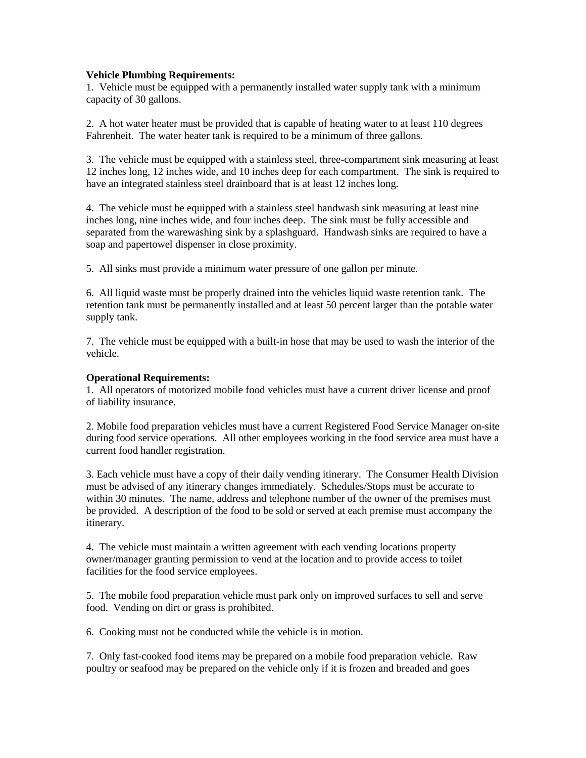**Vehicle Plumbing Requirements:**

1. Vehicle must be equipped with a permanently installed water supply tank with a minimum capacity of 30 gallons.

2. A hot water heater must be provided that is capable of heating water to at least 110 degrees Fahrenheit. The water heater tank is required to be a minimum of three gallons.

3. The vehicle must be equipped with a stainless steel, three-compartment sink measuring at least 12 inches long, 12 inches wide, and 10 inches deep for each compartment. The sink is required to have an integrated stainless steel drainboard that is at least 12 inches long.

4. The vehicle must be equipped with a stainless steel handwash sink measuring at least nine inches long, nine inches wide, and four inches deep. The sink must be fully accessible and separated from the warewashing sink by a splashguard. Handwash sinks are required to have a soap and papertowel dispenser in close proximity.

5. All sinks must provide a minimum water pressure of one gallon per minute.

6. All liquid waste must be properly drained into the vehicles liquid waste retention tank. The retention tank must be permanently installed and at least 50 percent larger than the potable water supply tank.

7. The vehicle must be equipped with a built-in hose that may be used to wash the interior of the vehicle.

**Operational Requirements:**

1. All operators of motorized mobile food vehicles must have a current driver license and proof of liability insurance.

2. Mobile food preparation vehicles must have a current Registered Food Service Manager on-site during food service operations. All other employees working in the food service area must have a current food handler registration.

3. Each vehicle must have a copy of their daily vending itinerary. The Consumer Health Division must be advised of any itinerary changes immediately. Schedules/Stops must be accurate to within 30 minutes. The name, address and telephone number of the owner of the premises must be provided. A description of the food to be sold or served at each premise must accompany the itinerary.

4. The vehicle must maintain a written agreement with each vending locations property owner/manager granting permission to vend at the location and to provide access to toilet facilities for the food service employees.

5. The mobile food preparation vehicle must park only on improved surfaces to sell and serve food. Vending on dirt or grass is prohibited.

6. Cooking must not be conducted while the vehicle is in motion.

7. Only fast-cooked food items may be prepared on a mobile food preparation vehicle. Raw poultry or seafood may be prepared on the vehicle only if it is frozen and breaded and goes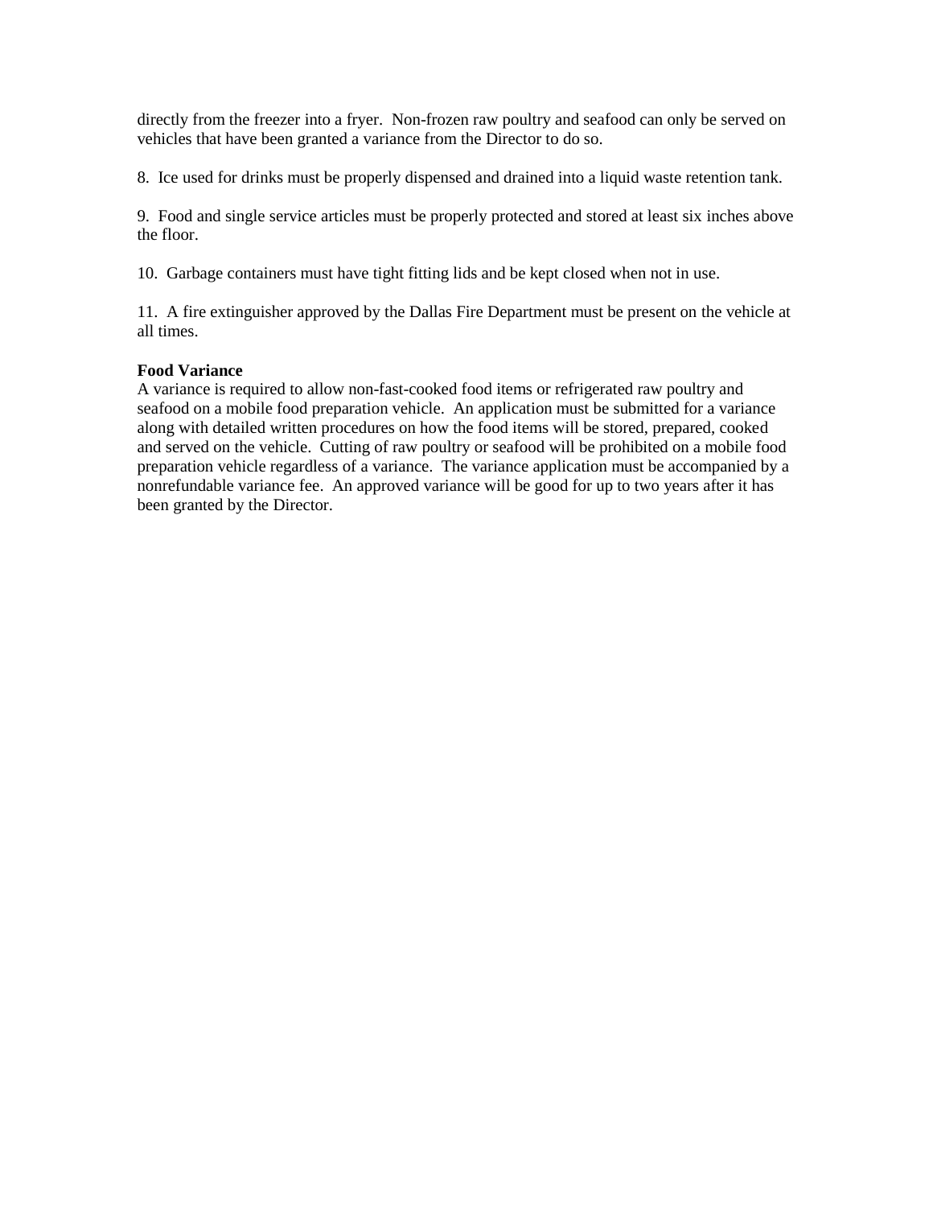directly from the freezer into a fryer. Non-frozen raw poultry and seafood can only be served on vehicles that have been granted a variance from the Director to do so.

8. Ice used for drinks must be properly dispensed and drained into a liquid waste retention tank.

9. Food and single service articles must be properly protected and stored at least six inches above the floor.

10. Garbage containers must have tight fitting lids and be kept closed when not in use.

11. A fire extinguisher approved by the Dallas Fire Department must be present on the vehicle at all times.

**Food Variance**

A variance is required to allow non-fast-cooked food items or refrigerated raw poultry and seafood on a mobile food preparation vehicle. An application must be submitted for a variance along with detailed written procedures on how the food items will be stored, prepared, cooked and served on the vehicle. Cutting of raw poultry or seafood will be prohibited on a mobile food preparation vehicle regardless of a variance. The variance application must be accompanied by a nonrefundable variance fee. An approved variance will be good for up to two years after it has been granted by the Director.